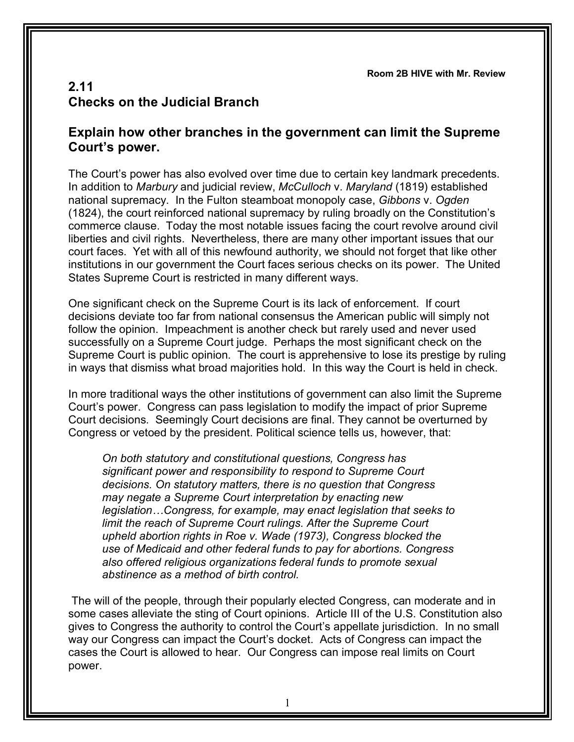Room 2B HIVE with Mr. Review

## 2.11
## Checks on the Judicial Branch

### Explain how other branches in the government can limit the Supreme Court's power.

The Court's power has also evolved over time due to certain key landmark precedents. In addition to *Marbury* and judicial review, *McCulloch* v. *Maryland* (1819) established national supremacy. In the Fulton steamboat monopoly case, *Gibbons* v. *Ogden* (1824), the court reinforced national supremacy by ruling broadly on the Constitution's commerce clause. Today the most notable issues facing the court revolve around civil liberties and civil rights. Nevertheless, there are many other important issues that our court faces. Yet with all of this newfound authority, we should not forget that like other institutions in our government the Court faces serious checks on its power. The United States Supreme Court is restricted in many different ways.

One significant check on the Supreme Court is its lack of enforcement. If court decisions deviate too far from national consensus the American public will simply not follow the opinion. Impeachment is another check but rarely used and never used successfully on a Supreme Court judge. Perhaps the most significant check on the Supreme Court is public opinion. The court is apprehensive to lose its prestige by ruling in ways that dismiss what broad majorities hold. In this way the Court is held in check.

In more traditional ways the other institutions of government can also limit the Supreme Court's power. Congress can pass legislation to modify the impact of prior Supreme Court decisions. Seemingly Court decisions are final. They cannot be overturned by Congress or vetoed by the president. Political science tells us, however, that:

> *On both statutory and constitutional questions, Congress has significant power and responsibility to respond to Supreme Court decisions. On statutory matters, there is no question that Congress may negate a Supreme Court interpretation by enacting new legislation…Congress, for example, may enact legislation that seeks to limit the reach of Supreme Court rulings. After the Supreme Court upheld abortion rights in Roe v. Wade (1973), Congress blocked the use of Medicaid and other federal funds to pay for abortions. Congress also offered religious organizations federal funds to promote sexual abstinence as a method of birth control.*

The will of the people, through their popularly elected Congress, can moderate and in some cases alleviate the sting of Court opinions. Article III of the U.S. Constitution also gives to Congress the authority to control the Court's appellate jurisdiction. In no small way our Congress can impact the Court's docket. Acts of Congress can impact the cases the Court is allowed to hear. Our Congress can impose real limits on Court power.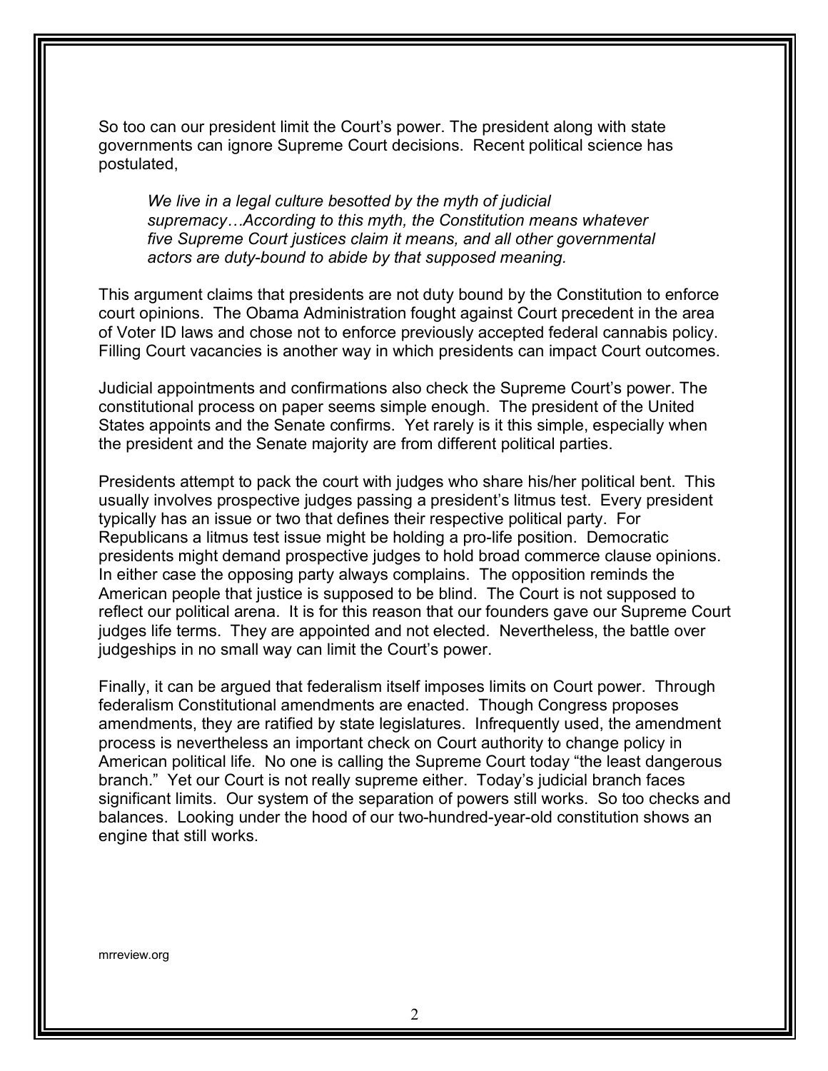So too can our president limit the Court's power. The president along with state governments can ignore Supreme Court decisions. Recent political science has postulated,

> *We live in a legal culture besotted by the myth of judicial supremacy…According to this myth, the Constitution means whatever five Supreme Court justices claim it means, and all other governmental actors are duty-bound to abide by that supposed meaning.*

This argument claims that presidents are not duty bound by the Constitution to enforce court opinions. The Obama Administration fought against Court precedent in the area of Voter ID laws and chose not to enforce previously accepted federal cannabis policy. Filling Court vacancies is another way in which presidents can impact Court outcomes.

Judicial appointments and confirmations also check the Supreme Court's power. The constitutional process on paper seems simple enough. The president of the United States appoints and the Senate confirms. Yet rarely is it this simple, especially when the president and the Senate majority are from different political parties.

Presidents attempt to pack the court with judges who share his/her political bent. This usually involves prospective judges passing a president's litmus test. Every president typically has an issue or two that defines their respective political party. For Republicans a litmus test issue might be holding a pro-life position. Democratic presidents might demand prospective judges to hold broad commerce clause opinions. In either case the opposing party always complains. The opposition reminds the American people that justice is supposed to be blind. The Court is not supposed to reflect our political arena. It is for this reason that our founders gave our Supreme Court judges life terms. They are appointed and not elected. Nevertheless, the battle over judgeships in no small way can limit the Court's power.

Finally, it can be argued that federalism itself imposes limits on Court power. Through federalism Constitutional amendments are enacted. Though Congress proposes amendments, they are ratified by state legislatures. Infrequently used, the amendment process is nevertheless an important check on Court authority to change policy in American political life. No one is calling the Supreme Court today "the least dangerous branch." Yet our Court is not really supreme either. Today's judicial branch faces significant limits. Our system of the separation of powers still works. So too checks and balances. Looking under the hood of our two-hundred-year-old constitution shows an engine that still works.

mrreview.org